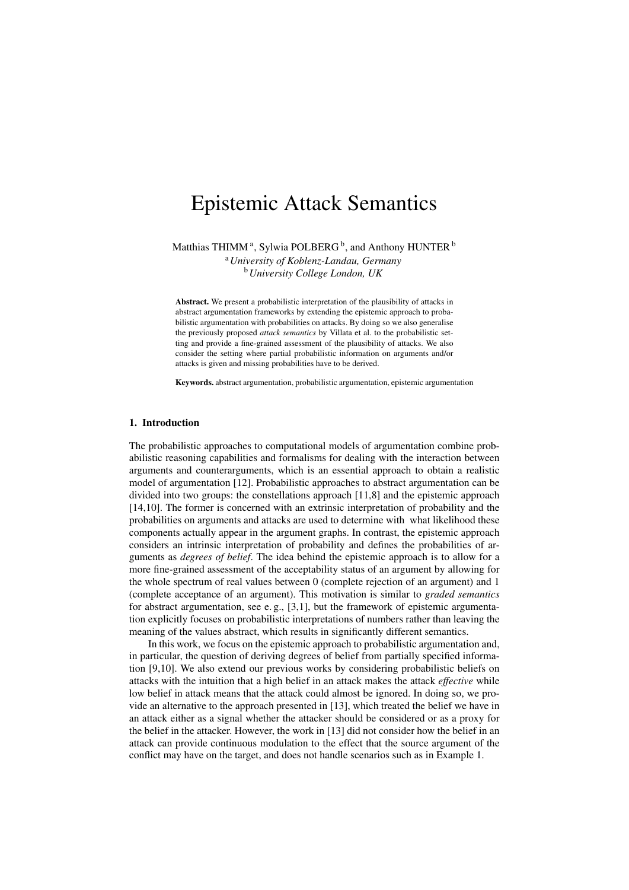# Epistemic Attack Semantics

Matthias THIMM [a], Sylwia POLBERG [b], and Anthony HUNTER [b]

[a] *University of Koblenz-Landau, Germany*
[b] *University College London, UK*

**Abstract.** We present a probabilistic interpretation of the plausibility of attacks in abstract argumentation frameworks by extending the epistemic approach to probabilistic argumentation with probabilities on attacks. By doing so we also generalise the previously proposed *attack semantics* by Villata et al. to the probabilistic setting and provide a fine-grained assessment of the plausibility of attacks. We also consider the setting where partial probabilistic information on arguments and/or attacks is given and missing probabilities have to be derived.

**Keywords.** abstract argumentation, probabilistic argumentation, epistemic argumentation

## 1. Introduction

The probabilistic approaches to computational models of argumentation combine probabilistic reasoning capabilities and formalisms for dealing with the interaction between arguments and counterarguments, which is an essential approach to obtain a realistic model of argumentation [12]. Probabilistic approaches to abstract argumentation can be divided into two groups: the constellations approach [11,8] and the epistemic approach [14,10]. The former is concerned with an extrinsic interpretation of probability and the probabilities on arguments and attacks are used to determine with what likelihood these components actually appear in the argument graphs. In contrast, the epistemic approach considers an intrinsic interpretation of probability and defines the probabilities of arguments as *degrees of belief*. The idea behind the epistemic approach is to allow for a more fine-grained assessment of the acceptability status of an argument by allowing for the whole spectrum of real values between 0 (complete rejection of an argument) and 1 (complete acceptance of an argument). This motivation is similar to *graded semantics* for abstract argumentation, see e. g., [3,1], but the framework of epistemic argumentation explicitly focuses on probabilistic interpretations of numbers rather than leaving the meaning of the values abstract, which results in significantly different semantics.

In this work, we focus on the epistemic approach to probabilistic argumentation and, in particular, the question of deriving degrees of belief from partially specified information [9,10]. We also extend our previous works by considering probabilistic beliefs on attacks with the intuition that a high belief in an attack makes the attack *effective* while low belief in attack means that the attack could almost be ignored. In doing so, we provide an alternative to the approach presented in [13], which treated the belief we have in an attack either as a signal whether the attacker should be considered or as a proxy for the belief in the attacker. However, the work in [13] did not consider how the belief in an attack can provide continuous modulation to the effect that the source argument of the conflict may have on the target, and does not handle scenarios such as in Example 1.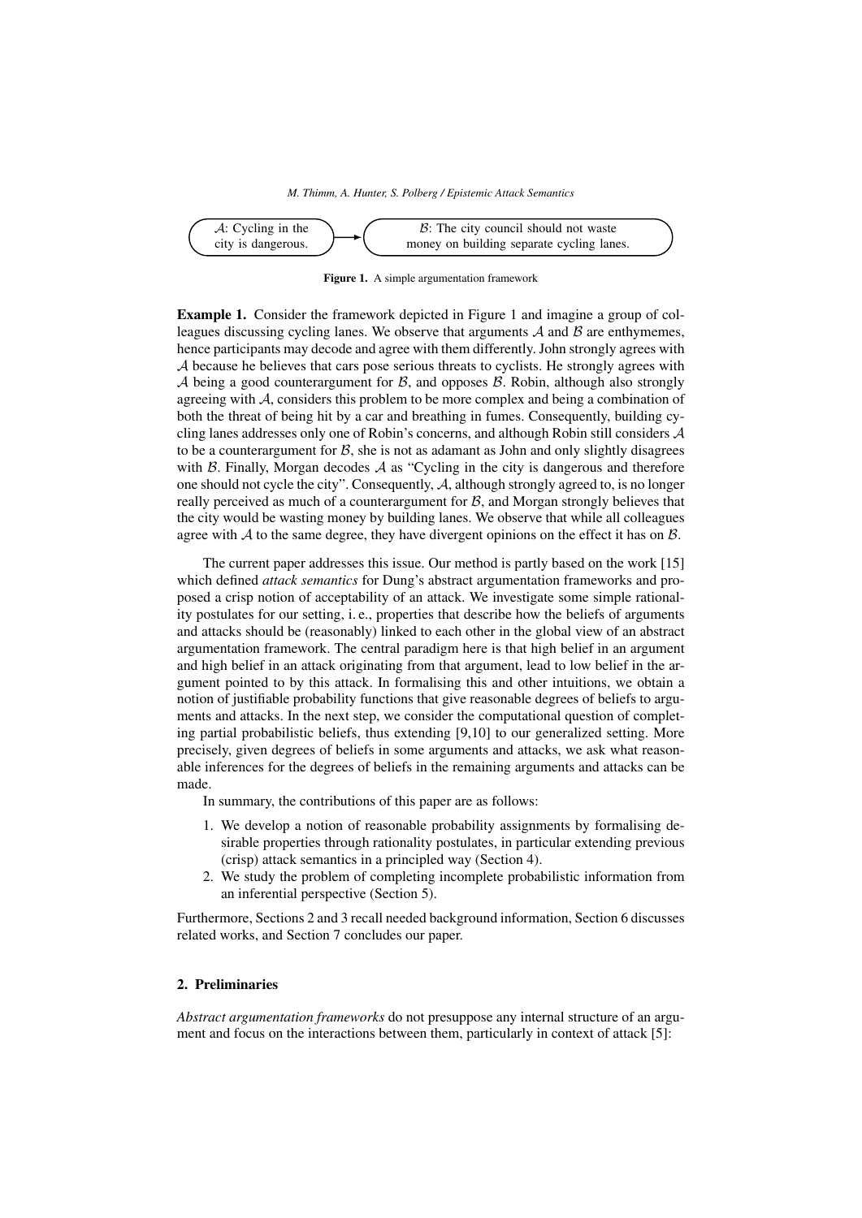$\mathcal{A}$: Cycling in the city is dangerous. → $\mathcal{B}$: The city council should not waste money on building separate cycling lanes.

**Figure 1.** A simple argumentation framework

**Example 1.** Consider the framework depicted in Figure 1 and imagine a group of colleagues discussing cycling lanes. We observe that arguments $\mathcal{A}$ and $\mathcal{B}$ are enthymemes, hence participants may decode and agree with them differently. John strongly agrees with $\mathcal{A}$ because he believes that cars pose serious threats to cyclists. He strongly agrees with $\mathcal{A}$ being a good counterargument for $\mathcal{B}$, and opposes $\mathcal{B}$. Robin, although also strongly agreeing with $\mathcal{A}$, considers this problem to be more complex and being a combination of both the threat of being hit by a car and breathing in fumes. Consequently, building cycling lanes addresses only one of Robin's concerns, and although Robin still considers $\mathcal{A}$ to be a counterargument for $\mathcal{B}$, she is not as adamant as John and only slightly disagrees with $\mathcal{B}$. Finally, Morgan decodes $\mathcal{A}$ as "Cycling in the city is dangerous and therefore one should not cycle the city". Consequently, $\mathcal{A}$, although strongly agreed to, is no longer really perceived as much of a counterargument for $\mathcal{B}$, and Morgan strongly believes that the city would be wasting money by building lanes. We observe that while all colleagues agree with $\mathcal{A}$ to the same degree, they have divergent opinions on the effect it has on $\mathcal{B}$.

The current paper addresses this issue. Our method is partly based on the work [15] which defined *attack semantics* for Dung's abstract argumentation frameworks and proposed a crisp notion of acceptability of an attack. We investigate some simple rationality postulates for our setting, i. e., properties that describe how the beliefs of arguments and attacks should be (reasonably) linked to each other in the global view of an abstract argumentation framework. The central paradigm here is that high belief in an argument and high belief in an attack originating from that argument, lead to low belief in the argument pointed to by this attack. In formalising this and other intuitions, we obtain a notion of justifiable probability functions that give reasonable degrees of beliefs to arguments and attacks. In the next step, we consider the computational question of completing partial probabilistic beliefs, thus extending [9,10] to our generalized setting. More precisely, given degrees of beliefs in some arguments and attacks, we ask what reasonable inferences for the degrees of beliefs in the remaining arguments and attacks can be made.

In summary, the contributions of this paper are as follows:

1. We develop a notion of reasonable probability assignments by formalising desirable properties through rationality postulates, in particular extending previous (crisp) attack semantics in a principled way (Section 4).
2. We study the problem of completing incomplete probabilistic information from an inferential perspective (Section 5).

Furthermore, Sections 2 and 3 recall needed background information, Section 6 discusses related works, and Section 7 concludes our paper.

## 2. Preliminaries

*Abstract argumentation frameworks* do not presuppose any internal structure of an argument and focus on the interactions between them, particularly in context of attack [5]: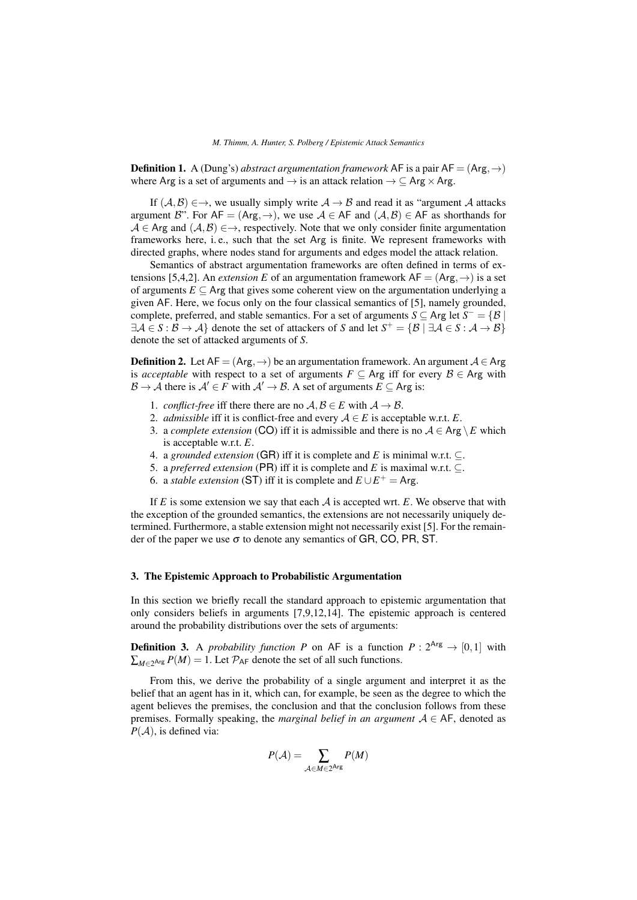**Definition 1.** A (Dung's) *abstract argumentation framework* $\mathsf{AF}$ is a pair $\mathsf{AF} = (\mathsf{Arg}, \rightarrow)$ where $\mathsf{Arg}$ is a set of arguments and $\rightarrow$ is an attack relation $\rightarrow \subseteq \mathsf{Arg} \times \mathsf{Arg}$.

If $(\mathcal{A}, \mathcal{B}) \in \rightarrow$, we usually simply write $\mathcal{A} \rightarrow \mathcal{B}$ and read it as "argument $\mathcal{A}$ attacks argument $\mathcal{B}$". For $\mathsf{AF} = (\mathsf{Arg}, \rightarrow)$, we use $\mathcal{A} \in \mathsf{AF}$ and $(\mathcal{A}, \mathcal{B}) \in \mathsf{AF}$ as shorthands for $\mathcal{A} \in \mathsf{Arg}$ and $(\mathcal{A}, \mathcal{B}) \in \rightarrow$, respectively. Note that we only consider finite argumentation frameworks here, i. e., such that the set $\mathsf{Arg}$ is finite. We represent frameworks with directed graphs, where nodes stand for arguments and edges model the attack relation.

Semantics of abstract argumentation frameworks are often defined in terms of extensions [5,4,2]. An *extension* $E$ of an argumentation framework $\mathsf{AF} = (\mathsf{Arg}, \rightarrow)$ is a set of arguments $E \subseteq \mathsf{Arg}$ that gives some coherent view on the argumentation underlying a given $\mathsf{AF}$. Here, we focus only on the four classical semantics of [5], namely grounded, complete, preferred, and stable semantics. For a set of arguments $S \subseteq \mathsf{Arg}$ let $S^- = \{\mathcal{B} \mid \exists \mathcal{A} \in S : \mathcal{B} \rightarrow \mathcal{A}\}$ denote the set of attackers of $S$ and let $S^+ = \{\mathcal{B} \mid \exists \mathcal{A} \in S : \mathcal{A} \rightarrow \mathcal{B}\}$ denote the set of attacked arguments of $S$.

**Definition 2.** Let $\mathsf{AF} = (\mathsf{Arg}, \rightarrow)$ be an argumentation framework. An argument $\mathcal{A} \in \mathsf{Arg}$ is *acceptable* with respect to a set of arguments $F \subseteq \mathsf{Arg}$ iff for every $\mathcal{B} \in \mathsf{Arg}$ with $\mathcal{B} \rightarrow \mathcal{A}$ there is $\mathcal{A}' \in F$ with $\mathcal{A}' \rightarrow \mathcal{B}$. A set of arguments $E \subseteq \mathsf{Arg}$ is:

1. *conflict-free* iff there there are no $\mathcal{A}, \mathcal{B} \in E$ with $\mathcal{A} \rightarrow \mathcal{B}$.
2. *admissible* iff it is conflict-free and every $\mathcal{A} \in E$ is acceptable w.r.t. $E$.
3. a *complete extension* (CO) iff it is admissible and there is no $\mathcal{A} \in \mathsf{Arg} \setminus E$ which is acceptable w.r.t. $E$.
4. a *grounded extension* (GR) iff it is complete and $E$ is minimal w.r.t. $\subseteq$.
5. a *preferred extension* (PR) iff it is complete and $E$ is maximal w.r.t. $\subseteq$.
6. a *stable extension* (ST) iff it is complete and $E \cup E^+ = \mathsf{Arg}$.

If $E$ is some extension we say that each $\mathcal{A}$ is accepted wrt. $E$. We observe that with the exception of the grounded semantics, the extensions are not necessarily uniquely determined. Furthermore, a stable extension might not necessarily exist [5]. For the remainder of the paper we use $\sigma$ to denote any semantics of GR, CO, PR, ST.

## 3. The Epistemic Approach to Probabilistic Argumentation

In this section we briefly recall the standard approach to epistemic argumentation that only considers beliefs in arguments [7,9,12,14]. The epistemic approach is centered around the probability distributions over the sets of arguments:

**Definition 3.** A *probability function* $P$ on $\mathsf{AF}$ is a function $P : 2^{\mathsf{Arg}} \rightarrow [0,1]$ with $\sum_{M \in 2^{\mathsf{Arg}}} P(M) = 1$. Let $\mathcal{P}_{\mathsf{AF}}$ denote the set of all such functions.

From this, we derive the probability of a single argument and interpret it as the belief that an agent has in it, which can, for example, be seen as the degree to which the agent believes the premises, the conclusion and that the conclusion follows from these premises. Formally speaking, the *marginal belief in an argument* $\mathcal{A} \in \mathsf{AF}$, denoted as $P(\mathcal{A})$, is defined via:

$$P(\mathcal{A}) = \sum_{\mathcal{A} \in M \in 2^{\mathsf{Arg}}} P(M)$$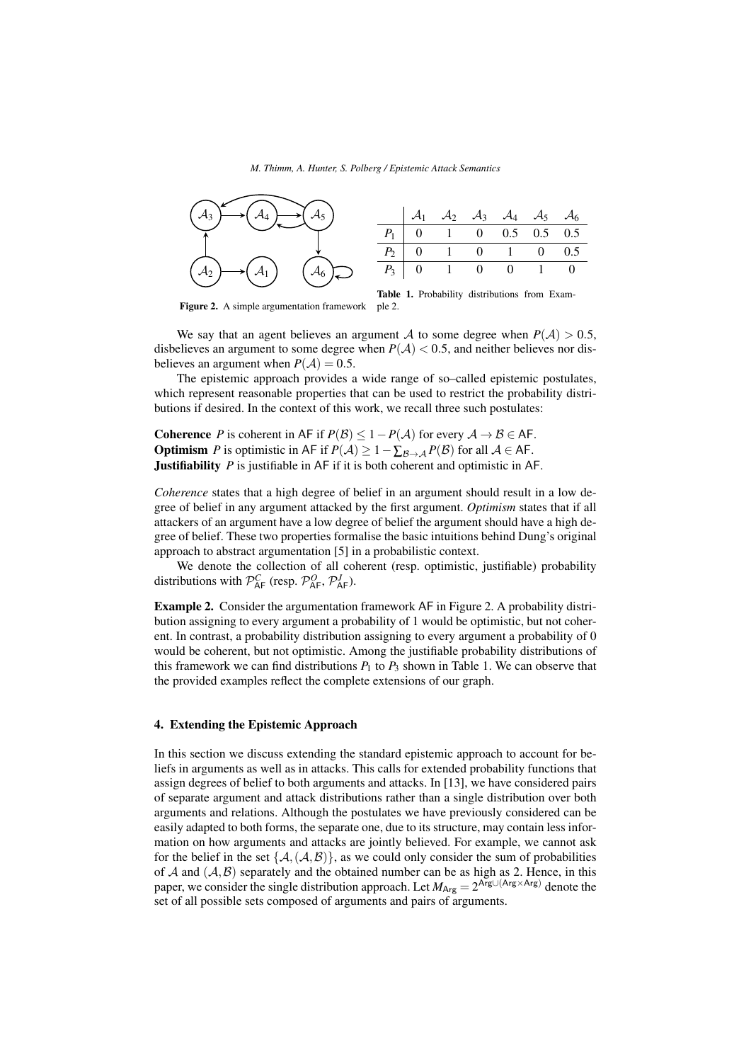| | $\mathcal{A}_1$ | $\mathcal{A}_2$ | $\mathcal{A}_3$ | $\mathcal{A}_4$ | $\mathcal{A}_5$ | $\mathcal{A}_6$ |
|---|---|---|---|---|---|---|
| $P_1$ | 0 | 1 | 0 | 0.5 | 0.5 | 0.5 |
| $P_2$ | 0 | 1 | 0 | 1 | 0 | 0.5 |
| $P_3$ | 0 | 1 | 0 | 0 | 1 | 0 |

**Figure 2.** A simple argumentation framework

**Table 1.** Probability distributions from Example 2.

We say that an agent believes an argument $\mathcal{A}$ to some degree when $P(\mathcal{A}) > 0.5$, disbelieves an argument to some degree when $P(\mathcal{A}) < 0.5$, and neither believes nor disbelieves an argument when $P(\mathcal{A}) = 0.5$.

The epistemic approach provides a wide range of so–called epistemic postulates, which represent reasonable properties that can be used to restrict the probability distributions if desired. In the context of this work, we recall three such postulates:

**Coherence** $P$ is coherent in $\mathsf{AF}$ if $P(\mathcal{B}) \leq 1 - P(\mathcal{A})$ for every $\mathcal{A} \to \mathcal{B} \in \mathsf{AF}$.
**Optimism** $P$ is optimistic in $\mathsf{AF}$ if $P(\mathcal{A}) \geq 1 - \sum_{\mathcal{B} \to \mathcal{A}} P(\mathcal{B})$ for all $\mathcal{A} \in \mathsf{AF}$.
**Justifiability** $P$ is justifiable in $\mathsf{AF}$ if it is both coherent and optimistic in $\mathsf{AF}$.

*Coherence* states that a high degree of belief in an argument should result in a low degree of belief in any argument attacked by the first argument. *Optimism* states that if all attackers of an argument have a low degree of belief the argument should have a high degree of belief. These two properties formalise the basic intuitions behind Dung's original approach to abstract argumentation [5] in a probabilistic context.

We denote the collection of all coherent (resp. optimistic, justifiable) probability distributions with $\mathcal{P}^{C}_{\mathsf{AF}}$ (resp. $\mathcal{P}^{O}_{\mathsf{AF}}$, $\mathcal{P}^{J}_{\mathsf{AF}}$).

**Example 2.** Consider the argumentation framework $\mathsf{AF}$ in Figure 2. A probability distribution assigning to every argument a probability of 1 would be optimistic, but not coherent. In contrast, a probability distribution assigning to every argument a probability of 0 would be coherent, but not optimistic. Among the justifiable probability distributions of this framework we can find distributions $P_1$ to $P_3$ shown in Table 1. We can observe that the provided examples reflect the complete extensions of our graph.

## 4. Extending the Epistemic Approach

In this section we discuss extending the standard epistemic approach to account for beliefs in arguments as well as in attacks. This calls for extended probability functions that assign degrees of belief to both arguments and attacks. In [13], we have considered pairs of separate argument and attack distributions rather than a single distribution over both arguments and relations. Although the postulates we have previously considered can be easily adapted to both forms, the separate one, due to its structure, may contain less information on how arguments and attacks are jointly believed. For example, we cannot ask for the belief in the set $\{\mathcal{A}, (\mathcal{A}, \mathcal{B})\}$, as we could only consider the sum of probabilities of $\mathcal{A}$ and $(\mathcal{A}, \mathcal{B})$ separately and the obtained number can be as high as 2. Hence, in this paper, we consider the single distribution approach. Let $M_{\mathsf{Arg}} = 2^{\mathsf{Arg} \cup (\mathsf{Arg} \times \mathsf{Arg})}$ denote the set of all possible sets composed of arguments and pairs of arguments.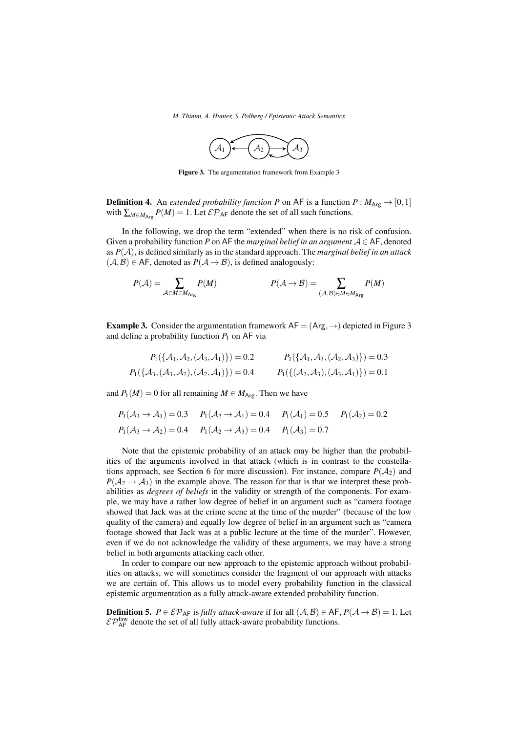Figure 3. The argumentation framework from Example 3

**Definition 4.** An *extended probability function* $P$ on $\mathsf{AF}$ is a function $P : M_{\mathsf{Arg}} \to [0,1]$ with $\sum_{M \in M_{\mathsf{Arg}}} P(M) = 1$. Let $\mathcal{EP}_{\mathsf{AF}}$ denote the set of all such functions.

In the following, we drop the term "extended" when there is no risk of confusion. Given a probability function $P$ on $\mathsf{AF}$ the *marginal belief in an argument* $\mathcal{A} \in \mathsf{AF}$, denoted as $P(\mathcal{A})$, is defined similarly as in the standard approach. The *marginal belief in an attack* $(\mathcal{A}, \mathcal{B}) \in \mathsf{AF}$, denoted as $P(\mathcal{A} \to \mathcal{B})$, is defined analogously:

$$P(\mathcal{A}) = \sum_{\mathcal{A} \in M \in M_{\mathsf{Arg}}} P(M) \qquad\qquad P(\mathcal{A} \to \mathcal{B}) = \sum_{(\mathcal{A},\mathcal{B}) \in M \in M_{\mathsf{Arg}}} P(M)$$

**Example 3.** Consider the argumentation framework $\mathsf{AF} = (\mathsf{Arg}, \to)$ depicted in Figure 3 and define a probability function $P_1$ on $\mathsf{AF}$ via

$$P_1(\{\mathcal{A}_1, \mathcal{A}_2, (\mathcal{A}_3, \mathcal{A}_1)\}) = 0.2 \qquad P_1(\{\mathcal{A}_1, \mathcal{A}_3, (\mathcal{A}_2, \mathcal{A}_3)\}) = 0.3$$
$$P_1(\{\mathcal{A}_3, (\mathcal{A}_3, \mathcal{A}_2), (\mathcal{A}_2, \mathcal{A}_1)\}) = 0.4 \qquad P_1(\{(\mathcal{A}_2, \mathcal{A}_3), (\mathcal{A}_3, \mathcal{A}_1)\}) = 0.1$$

and $P_1(M) = 0$ for all remaining $M \in M_{\mathsf{Arg}}$. Then we have

$$P_1(\mathcal{A}_3 \to \mathcal{A}_1) = 0.3 \quad P_1(\mathcal{A}_2 \to \mathcal{A}_1) = 0.4 \quad P_1(\mathcal{A}_1) = 0.5 \quad P_1(\mathcal{A}_2) = 0.2$$
$$P_1(\mathcal{A}_3 \to \mathcal{A}_2) = 0.4 \quad P_1(\mathcal{A}_2 \to \mathcal{A}_3) = 0.4 \quad P_1(\mathcal{A}_3) = 0.7$$

Note that the epistemic probability of an attack may be higher than the probabilities of the arguments involved in that attack (which is in contrast to the constellations approach, see Section 6 for more discussion). For instance, compare $P(\mathcal{A}_2)$ and $P(\mathcal{A}_2 \to \mathcal{A}_3)$ in the example above. The reason for that is that we interpret these probabilities as *degrees of beliefs* in the validity or strength of the components. For example, we may have a rather low degree of belief in an argument such as "camera footage showed that Jack was at the crime scene at the time of the murder" (because of the low quality of the camera) and equally low degree of belief in an argument such as "camera footage showed that Jack was at a public lecture at the time of the murder". However, even if we do not acknowledge the validity of these arguments, we may have a strong belief in both arguments attacking each other.

In order to compare our new approach to the epistemic approach without probabilities on attacks, we will sometimes consider the fragment of our approach with attacks we are certain of. This allows us to model every probability function in the classical epistemic argumentation as a fully attack-aware extended probability function.

**Definition 5.** $P \in \mathcal{EP}_{\mathsf{AF}}$ is *fully attack-aware* if for all $(\mathcal{A}, \mathcal{B}) \in \mathsf{AF}$, $P(\mathcal{A} \to \mathcal{B}) = 1$. Let $\mathcal{EP}^{\mathrm{faw}}_{\mathsf{AF}}$ denote the set of all fully attack-aware probability functions.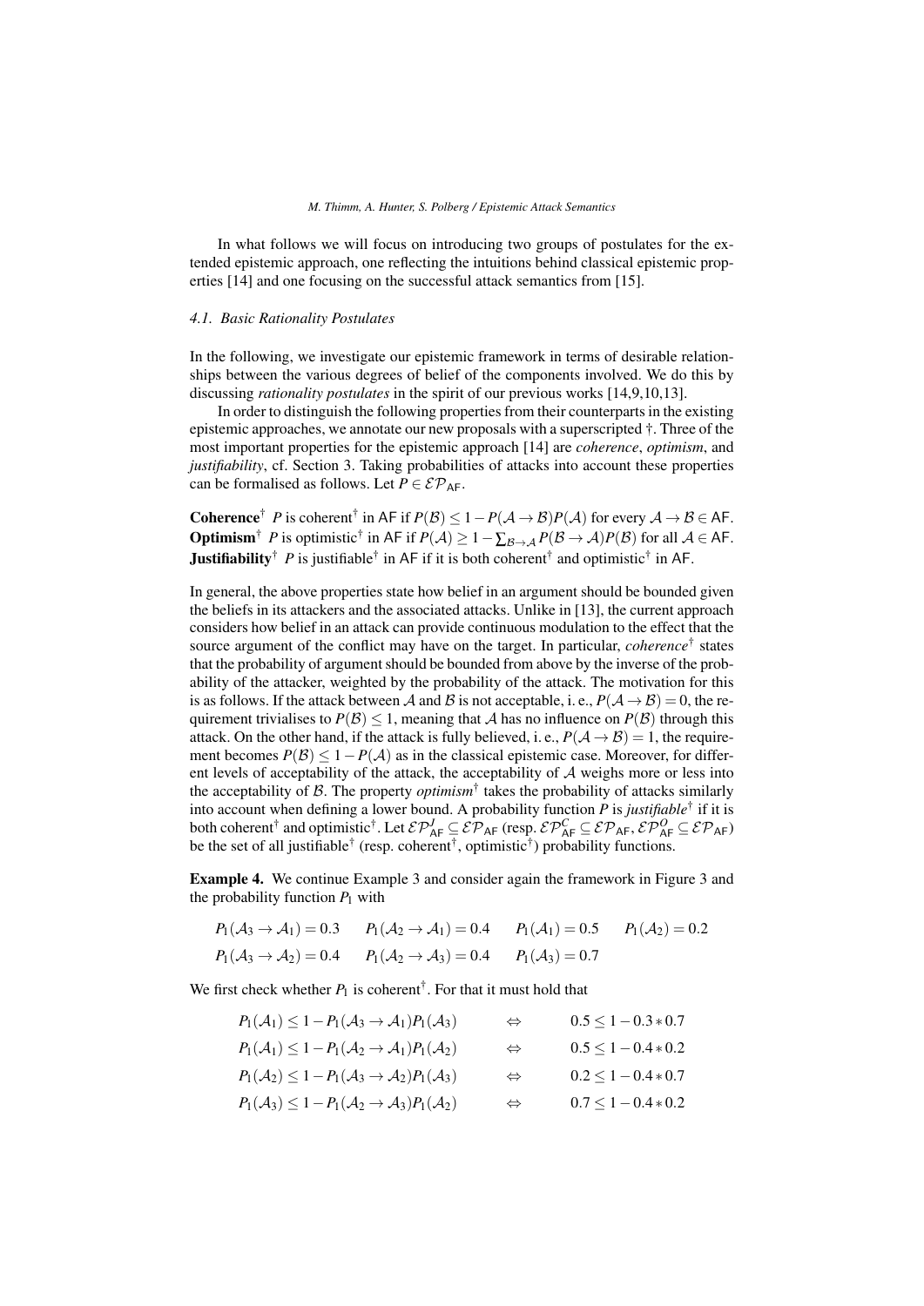In what follows we will focus on introducing two groups of postulates for the extended epistemic approach, one reflecting the intuitions behind classical epistemic properties [14] and one focusing on the successful attack semantics from [15].

### 4.1. Basic Rationality Postulates

In the following, we investigate our epistemic framework in terms of desirable relationships between the various degrees of belief of the components involved. We do this by discussing *rationality postulates* in the spirit of our previous works [14,9,10,13].

In order to distinguish the following properties from their counterparts in the existing epistemic approaches, we annotate our new proposals with a superscripted †. Three of the most important properties for the epistemic approach [14] are *coherence*, *optimism*, and *justifiability*, cf. Section 3. Taking probabilities of attacks into account these properties can be formalised as follows. Let $P \in \mathcal{EP}_{\mathsf{AF}}$.

**Coherence**$^{\dagger}$ $P$ is coherent$^{\dagger}$ in AF if $P(\mathcal{B}) \leq 1 - P(\mathcal{A} \rightarrow \mathcal{B})P(\mathcal{A})$ for every $\mathcal{A} \rightarrow \mathcal{B} \in \mathsf{AF}$.
**Optimism**$^{\dagger}$ $P$ is optimistic$^{\dagger}$ in AF if $P(\mathcal{A}) \geq 1 - \sum_{\mathcal{B} \rightarrow \mathcal{A}} P(\mathcal{B} \rightarrow \mathcal{A})P(\mathcal{B})$ for all $\mathcal{A} \in \mathsf{AF}$.
**Justifiability**$^{\dagger}$ $P$ is justifiable$^{\dagger}$ in AF if it is both coherent$^{\dagger}$ and optimistic$^{\dagger}$ in AF.

In general, the above properties state how belief in an argument should be bounded given the beliefs in its attackers and the associated attacks. Unlike in [13], the current approach considers how belief in an attack can provide continuous modulation to the effect that the source argument of the conflict may have on the target. In particular, *coherence*$^{\dagger}$ states that the probability of argument should be bounded from above by the inverse of the probability of the attacker, weighted by the probability of the attack. The motivation for this is as follows. If the attack between $\mathcal{A}$ and $\mathcal{B}$ is not acceptable, i. e., $P(\mathcal{A} \rightarrow \mathcal{B}) = 0$, the requirement trivialises to $P(\mathcal{B}) \leq 1$, meaning that $\mathcal{A}$ has no influence on $P(\mathcal{B})$ through this attack. On the other hand, if the attack is fully believed, i. e., $P(\mathcal{A} \rightarrow \mathcal{B}) = 1$, the requirement becomes $P(\mathcal{B}) \leq 1 - P(\mathcal{A})$ as in the classical epistemic case. Moreover, for different levels of acceptability of the attack, the acceptability of $\mathcal{A}$ weighs more or less into the acceptability of $\mathcal{B}$. The property *optimism*$^{\dagger}$ takes the probability of attacks similarly into account when defining a lower bound. A probability function $P$ is *justifiable*$^{\dagger}$ if it is both coherent$^{\dagger}$ and optimistic$^{\dagger}$. Let $\mathcal{EP}^{J}_{\mathsf{AF}} \subseteq \mathcal{EP}_{\mathsf{AF}}$ (resp. $\mathcal{EP}^{C}_{\mathsf{AF}} \subseteq \mathcal{EP}_{\mathsf{AF}}, \mathcal{EP}^{O}_{\mathsf{AF}} \subseteq \mathcal{EP}_{\mathsf{AF}}$) be the set of all justifiable$^{\dagger}$ (resp. coherent$^{\dagger}$, optimistic$^{\dagger}$) probability functions.

**Example 4.** We continue Example 3 and consider again the framework in Figure 3 and the probability function $P_1$ with

$$P_1(\mathcal{A}_3 \rightarrow \mathcal{A}_1) = 0.3 \qquad P_1(\mathcal{A}_2 \rightarrow \mathcal{A}_1) = 0.4 \qquad P_1(\mathcal{A}_1) = 0.5 \qquad P_1(\mathcal{A}_2) = 0.2$$
$$P_1(\mathcal{A}_3 \rightarrow \mathcal{A}_2) = 0.4 \qquad P_1(\mathcal{A}_2 \rightarrow \mathcal{A}_3) = 0.4 \qquad P_1(\mathcal{A}_3) = 0.7$$

We first check whether $P_1$ is coherent$^{\dagger}$. For that it must hold that

$$P_1(\mathcal{A}_1) \leq 1 - P_1(\mathcal{A}_3 \rightarrow \mathcal{A}_1)P_1(\mathcal{A}_3) \qquad \Leftrightarrow \qquad 0.5 \leq 1 - 0.3 * 0.7$$
$$P_1(\mathcal{A}_1) \leq 1 - P_1(\mathcal{A}_2 \rightarrow \mathcal{A}_1)P_1(\mathcal{A}_2) \qquad \Leftrightarrow \qquad 0.5 \leq 1 - 0.4 * 0.2$$
$$P_1(\mathcal{A}_2) \leq 1 - P_1(\mathcal{A}_3 \rightarrow \mathcal{A}_2)P_1(\mathcal{A}_3) \qquad \Leftrightarrow \qquad 0.2 \leq 1 - 0.4 * 0.7$$
$$P_1(\mathcal{A}_3) \leq 1 - P_1(\mathcal{A}_2 \rightarrow \mathcal{A}_3)P_1(\mathcal{A}_2) \qquad \Leftrightarrow \qquad 0.7 \leq 1 - 0.4 * 0.2$$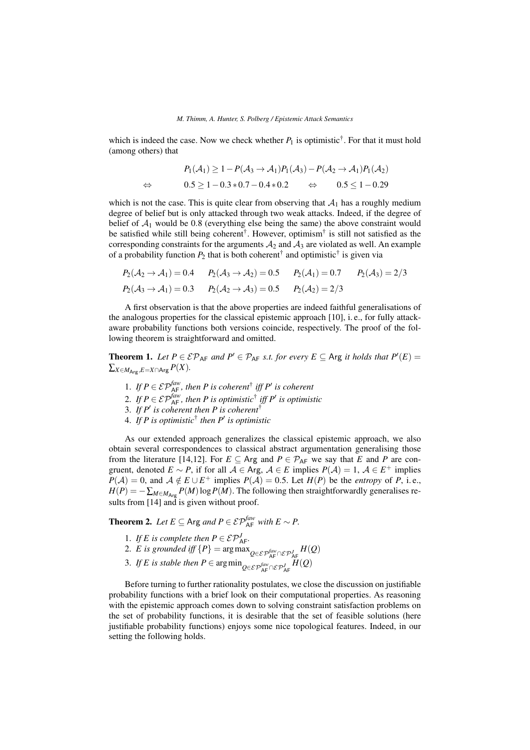which is indeed the case. Now we check whether $P_1$ is optimistic$^\dagger$. For that it must hold (among others) that

$$P_1(\mathcal{A}_1) \geq 1 - P(\mathcal{A}_3 \to \mathcal{A}_1)P_1(\mathcal{A}_3) - P(\mathcal{A}_2 \to \mathcal{A}_1)P_1(\mathcal{A}_2)$$

$$\Leftrightarrow \qquad 0.5 \geq 1 - 0.3 * 0.7 - 0.4 * 0.2 \qquad \Leftrightarrow \qquad 0.5 \leq 1 - 0.29$$

which is not the case. This is quite clear from observing that $\mathcal{A}_1$ has a roughly medium degree of belief but is only attacked through two weak attacks. Indeed, if the degree of belief of $\mathcal{A}_1$ would be 0.8 (everything else being the same) the above constraint would be satisfied while still being coherent$^\dagger$. However, optimism$^\dagger$ is still not satisfied as the corresponding constraints for the arguments $\mathcal{A}_2$ and $\mathcal{A}_3$ are violated as well. An example of a probability function $P_2$ that is both coherent$^\dagger$ and optimistic$^\dagger$ is given via

$$P_2(\mathcal{A}_2 \to \mathcal{A}_1) = 0.4 \quad P_2(\mathcal{A}_3 \to \mathcal{A}_2) = 0.5 \quad P_2(\mathcal{A}_1) = 0.7 \quad P_2(\mathcal{A}_3) = 2/3$$
$$P_2(\mathcal{A}_3 \to \mathcal{A}_1) = 0.3 \quad P_2(\mathcal{A}_2 \to \mathcal{A}_3) = 0.5 \quad P_2(\mathcal{A}_2) = 2/3$$

A first observation is that the above properties are indeed faithful generalisations of the analogous properties for the classical epistemic approach [10], i. e., for fully attack-aware probability functions both versions coincide, respectively. The proof of the following theorem is straightforward and omitted.

**Theorem 1.** *Let $P \in \mathcal{EP}_{\mathsf{AF}}$ and $P' \in \mathcal{P}_{\mathsf{AF}}$ s.t. for every $E \subseteq \mathsf{Arg}$ it holds that $P'(E) = \sum_{X \in M_{\mathsf{Arg}}, E = X \cap \mathsf{Arg}} P(X)$.*

1. *If $P \in \mathcal{EP}^{faw}_{\mathsf{AF}}$, then $P$ is coherent$^\dagger$ iff $P'$ is coherent*
2. *If $P \in \mathcal{EP}^{faw}_{\mathsf{AF}}$, then $P$ is optimistic$^\dagger$ iff $P'$ is optimistic*
3. *If $P'$ is coherent then $P$ is coherent$^\dagger$*
4. *If $P$ is optimistic$^\dagger$ then $P'$ is optimistic*

As our extended approach generalizes the classical epistemic approach, we also obtain several correspondences to classical abstract argumentation generalising those from the literature [14,12]. For $E \subseteq \mathsf{Arg}$ and $P \in \mathcal{P}_{\mathsf{AF}}$ we say that $E$ and $P$ are congruent, denoted $E \sim P$, if for all $\mathcal{A} \in \mathsf{Arg}$, $\mathcal{A} \in E$ implies $P(\mathcal{A}) = 1$, $\mathcal{A} \in E^+$ implies $P(\mathcal{A}) = 0$, and $\mathcal{A} \notin E \cup E^+$ implies $P(\mathcal{A}) = 0.5$. Let $H(P)$ be the *entropy* of $P$, i. e., $H(P) = -\sum_{M \in M_{\mathsf{Arg}}} P(M) \log P(M)$. The following then straightforwardly generalises results from [14] and is given without proof.

**Theorem 2.** *Let $E \subseteq \mathsf{Arg}$ and $P \in \mathcal{EP}^{faw}_{\mathsf{AF}}$ with $E \sim P$.*

1. *If $E$ is complete then $P \in \mathcal{EP}^{J}_{\mathsf{AF}}$.*
2. *$E$ is grounded iff $\{P\} = \arg\max_{Q \in \mathcal{EP}^{faw}_{\mathsf{AF}} \cap \mathcal{EP}^{J}_{\mathsf{AF}}} H(Q)$*
3. *If $E$ is stable then $P \in \arg\min_{Q \in \mathcal{EP}^{faw}_{\mathsf{AF}} \cap \mathcal{EP}^{J}_{\mathsf{AF}}} H(Q)$*

Before turning to further rationality postulates, we close the discussion on justifiable probability functions with a brief look on their computational properties. As reasoning with the epistemic approach comes down to solving constraint satisfaction problems on the set of probability functions, it is desirable that the set of feasible solutions (here justifiable probability functions) enjoys some nice topological features. Indeed, in our setting the following holds.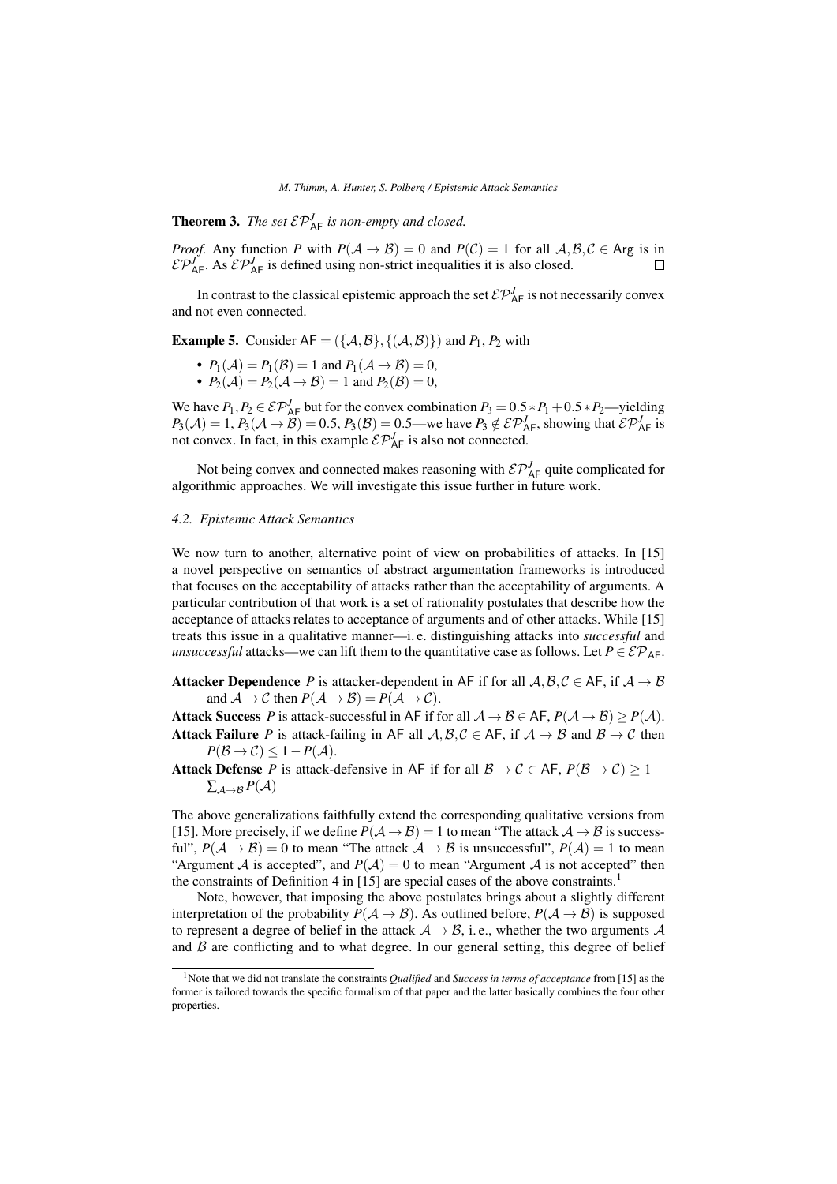**Theorem 3.** *The set $\mathcal{EP}^J_{\mathsf{AF}}$ is non-empty and closed.*

*Proof.* Any function $P$ with $P(\mathcal{A} \to \mathcal{B}) = 0$ and $P(\mathcal{C}) = 1$ for all $\mathcal{A}, \mathcal{B}, \mathcal{C} \in \mathsf{Arg}$ is in $\mathcal{EP}^J_{\mathsf{AF}}$. As $\mathcal{EP}^J_{\mathsf{AF}}$ is defined using non-strict inequalities it is also closed. $\square$

In contrast to the classical epistemic approach the set $\mathcal{EP}^J_{\mathsf{AF}}$ is not necessarily convex and not even connected.

**Example 5.** Consider $\mathsf{AF} = (\{\mathcal{A}, \mathcal{B}\}, \{(\mathcal{A}, \mathcal{B})\})$ and $P_1$, $P_2$ with

- $P_1(\mathcal{A}) = P_1(\mathcal{B}) = 1$ and $P_1(\mathcal{A} \to \mathcal{B}) = 0$,
- $P_2(\mathcal{A}) = P_2(\mathcal{A} \to \mathcal{B}) = 1$ and $P_2(\mathcal{B}) = 0$,

We have $P_1, P_2 \in \mathcal{EP}^J_{\mathsf{AF}}$ but for the convex combination $P_3 = 0.5 * P_1 + 0.5 * P_2$—yielding $P_3(\mathcal{A}) = 1$, $P_3(\mathcal{A} \to \mathcal{B}) = 0.5$, $P_3(\mathcal{B}) = 0.5$—we have $P_3 \notin \mathcal{EP}^J_{\mathsf{AF}}$, showing that $\mathcal{EP}^J_{\mathsf{AF}}$ is not convex. In fact, in this example $\mathcal{EP}^J_{\mathsf{AF}}$ is also not connected.

Not being convex and connected makes reasoning with $\mathcal{EP}^J_{\mathsf{AF}}$ quite complicated for algorithmic approaches. We will investigate this issue further in future work.

### 4.2. Epistemic Attack Semantics

We now turn to another, alternative point of view on probabilities of attacks. In [15] a novel perspective on semantics of abstract argumentation frameworks is introduced that focuses on the acceptability of attacks rather than the acceptability of arguments. A particular contribution of that work is a set of rationality postulates that describe how the acceptance of attacks relates to acceptance of arguments and of other attacks. While [15] treats this issue in a qualitative manner—i. e. distinguishing attacks into *successful* and *unsuccessful* attacks—we can lift them to the quantitative case as follows. Let $P \in \mathcal{EP}_{\mathsf{AF}}$.

**Attacker Dependence** $P$ is attacker-dependent in $\mathsf{AF}$ if for all $\mathcal{A}, \mathcal{B}, \mathcal{C} \in \mathsf{AF}$, if $\mathcal{A} \to \mathcal{B}$ and $\mathcal{A} \to \mathcal{C}$ then $P(\mathcal{A} \to \mathcal{B}) = P(\mathcal{A} \to \mathcal{C})$.

**Attack Success** $P$ is attack-successful in $\mathsf{AF}$ if for all $\mathcal{A} \to \mathcal{B} \in \mathsf{AF}$, $P(\mathcal{A} \to \mathcal{B}) \geq P(\mathcal{A})$.

**Attack Failure** $P$ is attack-failing in $\mathsf{AF}$ all $\mathcal{A}, \mathcal{B}, \mathcal{C} \in \mathsf{AF}$, if $\mathcal{A} \to \mathcal{B}$ and $\mathcal{B} \to \mathcal{C}$ then $P(\mathcal{B} \to \mathcal{C}) \leq 1 - P(\mathcal{A})$.

**Attack Defense** $P$ is attack-defensive in $\mathsf{AF}$ if for all $\mathcal{B} \to \mathcal{C} \in \mathsf{AF}$, $P(\mathcal{B} \to \mathcal{C}) \geq 1 - \sum_{\mathcal{A} \to \mathcal{B}} P(\mathcal{A})$

The above generalizations faithfully extend the corresponding qualitative versions from [15]. More precisely, if we define $P(\mathcal{A} \to \mathcal{B}) = 1$ to mean "The attack $\mathcal{A} \to \mathcal{B}$ is successful", $P(\mathcal{A} \to \mathcal{B}) = 0$ to mean "The attack $\mathcal{A} \to \mathcal{B}$ is unsuccessful", $P(\mathcal{A}) = 1$ to mean "Argument $\mathcal{A}$ is accepted", and $P(\mathcal{A}) = 0$ to mean "Argument $\mathcal{A}$ is not accepted" then the constraints of Definition 4 in [15] are special cases of the above constraints.[1]

Note, however, that imposing the above postulates brings about a slightly different interpretation of the probability $P(\mathcal{A} \to \mathcal{B})$. As outlined before, $P(\mathcal{A} \to \mathcal{B})$ is supposed to represent a degree of belief in the attack $\mathcal{A} \to \mathcal{B}$, i. e., whether the two arguments $\mathcal{A}$ and $\mathcal{B}$ are conflicting and to what degree. In our general setting, this degree of belief

[1] Note that we did not translate the constraints *Qualified* and *Success in terms of acceptance* from [15] as the former is tailored towards the specific formalism of that paper and the latter basically combines the four other properties.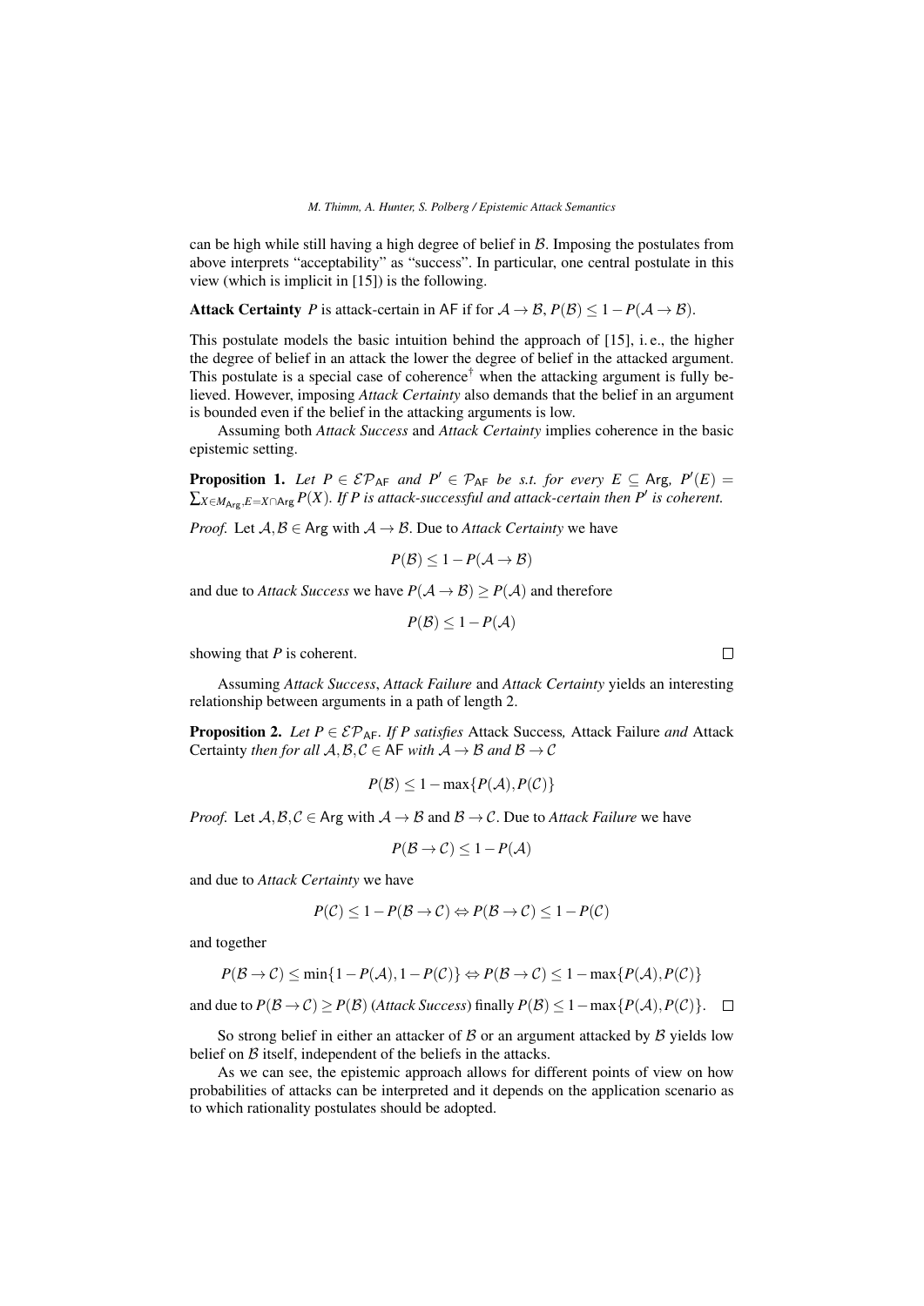can be high while still having a high degree of belief in $\mathcal{B}$. Imposing the postulates from above interprets "acceptability" as "success". In particular, one central postulate in this view (which is implicit in [15]) is the following.

**Attack Certainty** $P$ is attack-certain in $\mathsf{AF}$ if for $\mathcal{A} \to \mathcal{B}$, $P(\mathcal{B}) \leq 1 - P(\mathcal{A} \to \mathcal{B})$.

This postulate models the basic intuition behind the approach of [15], i. e., the higher the degree of belief in an attack the lower the degree of belief in the attacked argument. This postulate is a special case of coherence[†] when the attacking argument is fully believed. However, imposing *Attack Certainty* also demands that the belief in an argument is bounded even if the belief in the attacking arguments is low.

Assuming both *Attack Success* and *Attack Certainty* implies coherence in the basic epistemic setting.

**Proposition 1.** *Let $P \in \mathcal{EP}_{\mathsf{AF}}$ and $P' \in \mathcal{P}_{\mathsf{AF}}$ be s.t. for every $E \subseteq \mathsf{Arg}$, $P'(E) = \sum_{X \in M_{\mathsf{Arg}}, E = X \cap \mathsf{Arg}} P(X)$. If $P$ is attack-successful and attack-certain then $P'$ is coherent.*

*Proof.* Let $\mathcal{A}, \mathcal{B} \in \mathsf{Arg}$ with $\mathcal{A} \to \mathcal{B}$. Due to *Attack Certainty* we have

$$P(\mathcal{B}) \leq 1 - P(\mathcal{A} \to \mathcal{B})$$

and due to *Attack Success* we have $P(\mathcal{A} \to \mathcal{B}) \geq P(\mathcal{A})$ and therefore

$$P(\mathcal{B}) \leq 1 - P(\mathcal{A})$$

showing that $P$ is coherent. $\square$

Assuming *Attack Success*, *Attack Failure* and *Attack Certainty* yields an interesting relationship between arguments in a path of length 2.

**Proposition 2.** *Let $P \in \mathcal{EP}_{\mathsf{AF}}$. If $P$ satisfies* Attack Success*,* Attack Failure *and* Attack Certainty *then for all $\mathcal{A}, \mathcal{B}, \mathcal{C} \in \mathsf{AF}$ with $\mathcal{A} \to \mathcal{B}$ and $\mathcal{B} \to \mathcal{C}$*

$$P(\mathcal{B}) \leq 1 - \max\{P(\mathcal{A}), P(\mathcal{C})\}$$

*Proof.* Let $\mathcal{A}, \mathcal{B}, \mathcal{C} \in \mathsf{Arg}$ with $\mathcal{A} \to \mathcal{B}$ and $\mathcal{B} \to \mathcal{C}$. Due to *Attack Failure* we have

$$P(\mathcal{B} \to \mathcal{C}) \leq 1 - P(\mathcal{A})$$

and due to *Attack Certainty* we have

$$P(\mathcal{C}) \leq 1 - P(\mathcal{B} \to \mathcal{C}) \Leftrightarrow P(\mathcal{B} \to \mathcal{C}) \leq 1 - P(\mathcal{C})$$

and together

$$P(\mathcal{B} \to \mathcal{C}) \leq \min\{1 - P(\mathcal{A}), 1 - P(\mathcal{C})\} \Leftrightarrow P(\mathcal{B} \to \mathcal{C}) \leq 1 - \max\{P(\mathcal{A}), P(\mathcal{C})\}$$

and due to $P(\mathcal{B} \to \mathcal{C}) \geq P(\mathcal{B})$ (*Attack Success*) finally $P(\mathcal{B}) \leq 1 - \max\{P(\mathcal{A}), P(\mathcal{C})\}$. $\square$

So strong belief in either an attacker of $\mathcal{B}$ or an argument attacked by $\mathcal{B}$ yields low belief on $\mathcal{B}$ itself, independent of the beliefs in the attacks.

As we can see, the epistemic approach allows for different points of view on how probabilities of attacks can be interpreted and it depends on the application scenario as to which rationality postulates should be adopted.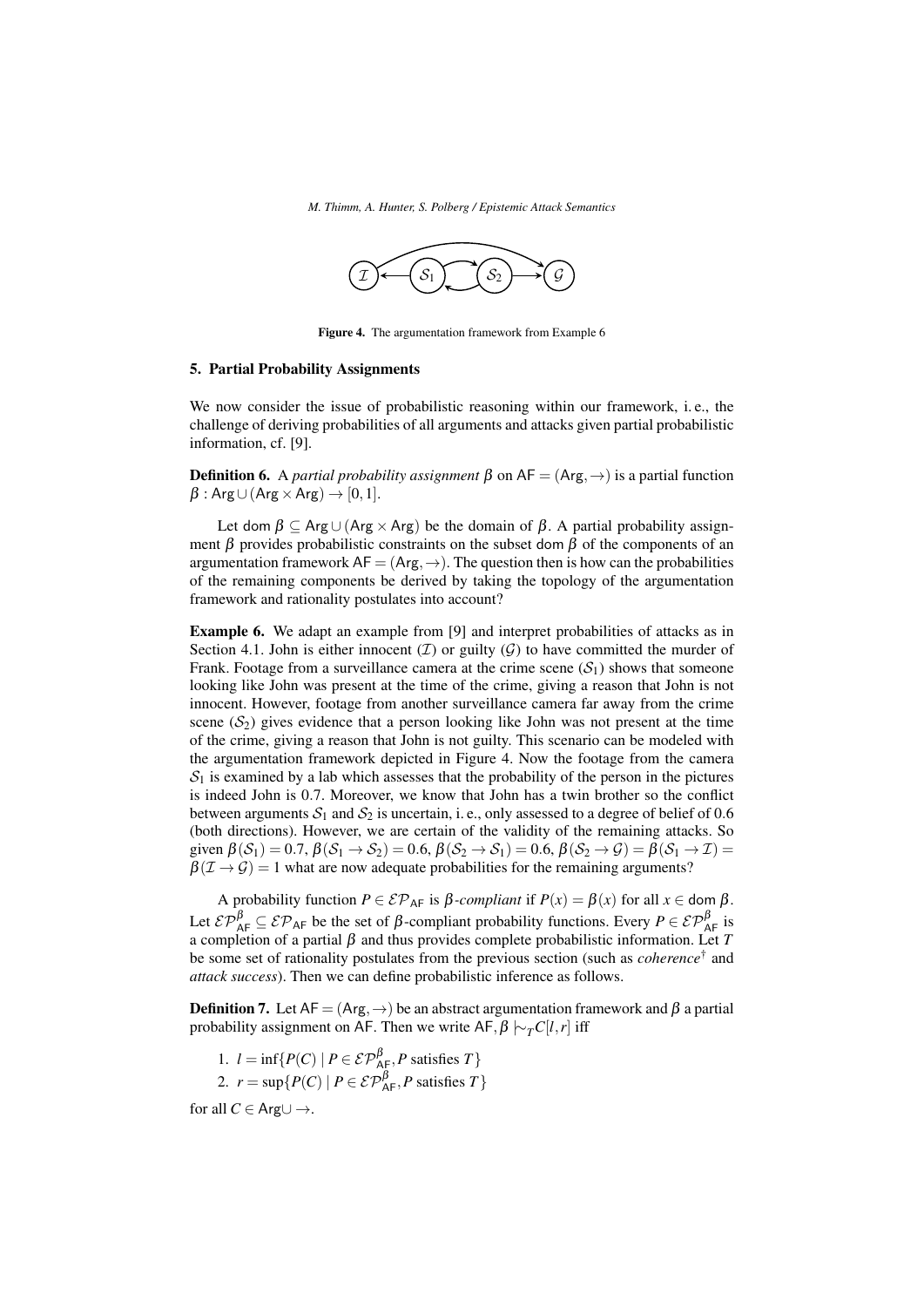Figure 4. The argumentation framework from Example 6

## 5. Partial Probability Assignments

We now consider the issue of probabilistic reasoning within our framework, i. e., the challenge of deriving probabilities of all arguments and attacks given partial probabilistic information, cf. [9].

**Definition 6.** A *partial probability assignment* $\beta$ on $\mathsf{AF} = (\mathsf{Arg}, \rightarrow)$ is a partial function $\beta : \mathsf{Arg} \cup (\mathsf{Arg} \times \mathsf{Arg}) \rightarrow [0, 1]$.

Let $\mathsf{dom}\,\beta \subseteq \mathsf{Arg} \cup (\mathsf{Arg} \times \mathsf{Arg})$ be the domain of $\beta$. A partial probability assignment $\beta$ provides probabilistic constraints on the subset $\mathsf{dom}\,\beta$ of the components of an argumentation framework $\mathsf{AF} = (\mathsf{Arg}, \rightarrow)$. The question then is how can the probabilities of the remaining components be derived by taking the topology of the argumentation framework and rationality postulates into account?

**Example 6.** We adapt an example from [9] and interpret probabilities of attacks as in Section 4.1. John is either innocent ($\mathcal{I}$) or guilty ($\mathcal{G}$) to have committed the murder of Frank. Footage from a surveillance camera at the crime scene ($\mathcal{S}_1$) shows that someone looking like John was present at the time of the crime, giving a reason that John is not innocent. However, footage from another surveillance camera far away from the crime scene ($\mathcal{S}_2$) gives evidence that a person looking like John was not present at the time of the crime, giving a reason that John is not guilty. This scenario can be modeled with the argumentation framework depicted in Figure 4. Now the footage from the camera $\mathcal{S}_1$ is examined by a lab which assesses that the probability of the person in the pictures is indeed John is 0.7. Moreover, we know that John has a twin brother so the conflict between arguments $\mathcal{S}_1$ and $\mathcal{S}_2$ is uncertain, i. e., only assessed to a degree of belief of 0.6 (both directions). However, we are certain of the validity of the remaining attacks. So given $\beta(\mathcal{S}_1) = 0.7$, $\beta(\mathcal{S}_1 \rightarrow \mathcal{S}_2) = 0.6$, $\beta(\mathcal{S}_2 \rightarrow \mathcal{S}_1) = 0.6$, $\beta(\mathcal{S}_2 \rightarrow \mathcal{G}) = \beta(\mathcal{S}_1 \rightarrow \mathcal{I}) = \beta(\mathcal{I} \rightarrow \mathcal{G}) = 1$ what are now adequate probabilities for the remaining arguments?

A probability function $P \in \mathcal{EP}_{\mathsf{AF}}$ is $\beta$*-compliant* if $P(x) = \beta(x)$ for all $x \in \mathsf{dom}\,\beta$. Let $\mathcal{EP}^{\beta}_{\mathsf{AF}} \subseteq \mathcal{EP}_{\mathsf{AF}}$ be the set of $\beta$-compliant probability functions. Every $P \in \mathcal{EP}^{\beta}_{\mathsf{AF}}$ is a completion of a partial $\beta$ and thus provides complete probabilistic information. Let $T$ be some set of rationality postulates from the previous section (such as *coherence*$^{\dagger}$ and *attack success*). Then we can define probabilistic inference as follows.

**Definition 7.** Let $\mathsf{AF} = (\mathsf{Arg}, \rightarrow)$ be an abstract argumentation framework and $\beta$ a partial probability assignment on $\mathsf{AF}$. Then we write $\mathsf{AF}, \beta \mid\!\sim_T C[l, r]$ iff

1. $l = \inf\{P(C) \mid P \in \mathcal{EP}^{\beta}_{\mathsf{AF}}, P \text{ satisfies } T\}$
2. $r = \sup\{P(C) \mid P \in \mathcal{EP}^{\beta}_{\mathsf{AF}}, P \text{ satisfies } T\}$

for all $C \in \mathsf{Arg} \cup \rightarrow$.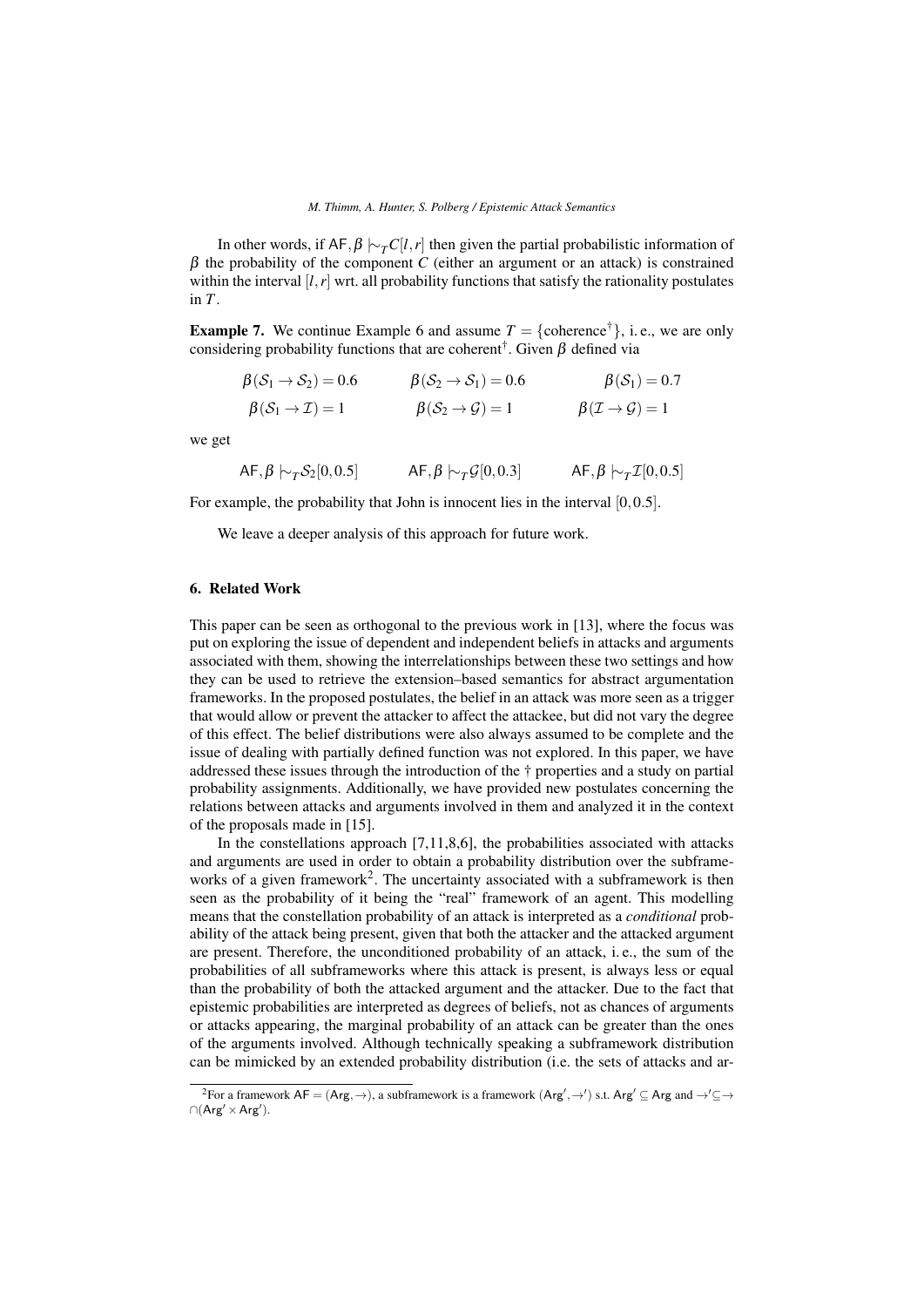In other words, if $\mathsf{AF}, \beta \mid\!\sim_T C[l,r]$ then given the partial probabilistic information of $\beta$ the probability of the component $C$ (either an argument or an attack) is constrained within the interval $[l,r]$ wrt. all probability functions that satisfy the rationality postulates in $T$.

**Example 7.** We continue Example 6 and assume $T = \{\text{coherence}^\dagger\}$, i. e., we are only considering probability functions that are coherent$^\dagger$. Given $\beta$ defined via

$$\beta(\mathcal{S}_1 \to \mathcal{S}_2) = 0.6 \qquad \beta(\mathcal{S}_2 \to \mathcal{S}_1) = 0.6 \qquad \beta(\mathcal{S}_1) = 0.7$$

$$\beta(\mathcal{S}_1 \to \mathcal{I}) = 1 \qquad \beta(\mathcal{S}_2 \to \mathcal{G}) = 1 \qquad \beta(\mathcal{I} \to \mathcal{G}) = 1$$

we get

$$\mathsf{AF}, \beta \mid\!\sim_T \mathcal{S}_2[0, 0.5] \qquad \mathsf{AF}, \beta \mid\!\sim_T \mathcal{G}[0, 0.3] \qquad \mathsf{AF}, \beta \mid\!\sim_T \mathcal{I}[0, 0.5]$$

For example, the probability that John is innocent lies in the interval $[0, 0.5]$.

We leave a deeper analysis of this approach for future work.

## 6. Related Work

This paper can be seen as orthogonal to the previous work in [13], where the focus was put on exploring the issue of dependent and independent beliefs in attacks and arguments associated with them, showing the interrelationships between these two settings and how they can be used to retrieve the extension–based semantics for abstract argumentation frameworks. In the proposed postulates, the belief in an attack was more seen as a trigger that would allow or prevent the attacker to affect the attackee, but did not vary the degree of this effect. The belief distributions were also always assumed to be complete and the issue of dealing with partially defined function was not explored. In this paper, we have addressed these issues through the introduction of the † properties and a study on partial probability assignments. Additionally, we have provided new postulates concerning the relations between attacks and arguments involved in them and analyzed it in the context of the proposals made in [15].

In the constellations approach [7,11,8,6], the probabilities associated with attacks and arguments are used in order to obtain a probability distribution over the subframeworks of a given framework[2]. The uncertainty associated with a subframework is then seen as the probability of it being the "real" framework of an agent. This modelling means that the constellation probability of an attack is interpreted as a *conditional* probability of the attack being present, given that both the attacker and the attacked argument are present. Therefore, the unconditioned probability of an attack, i. e., the sum of the probabilities of all subframeworks where this attack is present, is always less or equal than the probability of both the attacked argument and the attacker. Due to the fact that epistemic probabilities are interpreted as degrees of beliefs, not as chances of arguments or attacks appearing, the marginal probability of an attack can be greater than the ones of the arguments involved. Although technically speaking a subframework distribution can be mimicked by an extended probability distribution (i.e. the sets of attacks and ar-

---

[2]For a framework $\mathsf{AF} = (\mathsf{Arg}, \to)$, a subframework is a framework $(\mathsf{Arg}', \to')$ s.t. $\mathsf{Arg}' \subseteq \mathsf{Arg}$ and $\to' \subseteq \to \cap (\mathsf{Arg}' \times \mathsf{Arg}')$.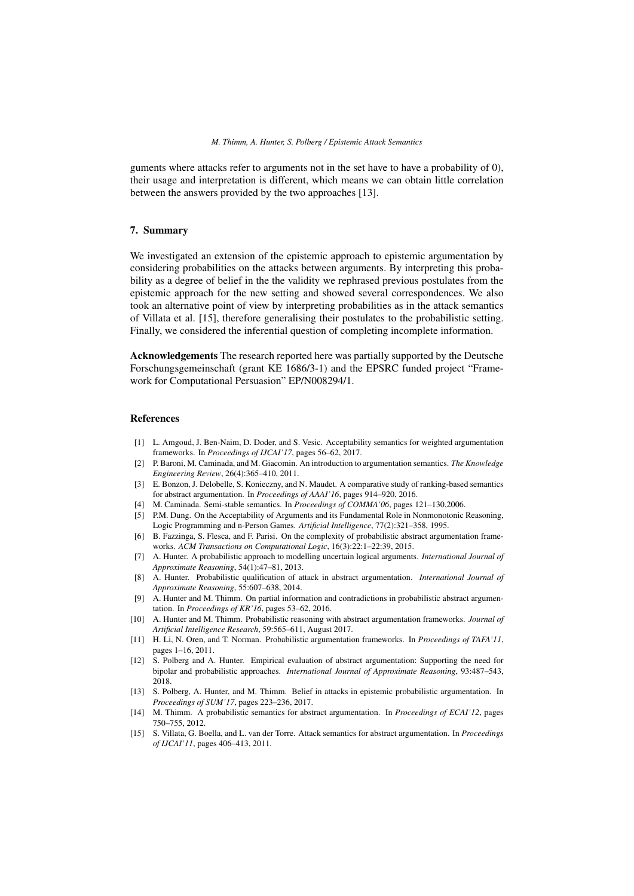guments where attacks refer to arguments not in the set have to have a probability of 0), their usage and interpretation is different, which means we can obtain little correlation between the answers provided by the two approaches [13].

## 7. Summary

We investigated an extension of the epistemic approach to epistemic argumentation by considering probabilities on the attacks between arguments. By interpreting this probability as a degree of belief in the the validity we rephrased previous postulates from the epistemic approach for the new setting and showed several correspondences. We also took an alternative point of view by interpreting probabilities as in the attack semantics of Villata et al. [15], therefore generalising their postulates to the probabilistic setting. Finally, we considered the inferential question of completing incomplete information.

**Acknowledgements** The research reported here was partially supported by the Deutsche Forschungsgemeinschaft (grant KE 1686/3-1) and the EPSRC funded project "Framework for Computational Persuasion" EP/N008294/1.

## References

[1] L. Amgoud, J. Ben-Naim, D. Doder, and S. Vesic. Acceptability semantics for weighted argumentation frameworks. In *Proceedings of IJCAI'17*, pages 56–62, 2017.

[2] P. Baroni, M. Caminada, and M. Giacomin. An introduction to argumentation semantics. *The Knowledge Engineering Review*, 26(4):365–410, 2011.

[3] E. Bonzon, J. Delobelle, S. Konieczny, and N. Maudet. A comparative study of ranking-based semantics for abstract argumentation. In *Proceedings of AAAI'16*, pages 914–920, 2016.

[4] M. Caminada. Semi-stable semantics. In *Proceedings of COMMA'06*, pages 121–130,2006.

[5] P.M. Dung. On the Acceptability of Arguments and its Fundamental Role in Nonmonotonic Reasoning, Logic Programming and n-Person Games. *Artificial Intelligence*, 77(2):321–358, 1995.

[6] B. Fazzinga, S. Flesca, and F. Parisi. On the complexity of probabilistic abstract argumentation frameworks. *ACM Transactions on Computational Logic*, 16(3):22:1–22:39, 2015.

[7] A. Hunter. A probabilistic approach to modelling uncertain logical arguments. *International Journal of Approximate Reasoning*, 54(1):47–81, 2013.

[8] A. Hunter. Probabilistic qualification of attack in abstract argumentation. *International Journal of Approximate Reasoning*, 55:607–638, 2014.

[9] A. Hunter and M. Thimm. On partial information and contradictions in probabilistic abstract argumentation. In *Proceedings of KR'16*, pages 53–62, 2016.

[10] A. Hunter and M. Thimm. Probabilistic reasoning with abstract argumentation frameworks. *Journal of Artificial Intelligence Research*, 59:565–611, August 2017.

[11] H. Li, N. Oren, and T. Norman. Probabilistic argumentation frameworks. In *Proceedings of TAFA'11*, pages 1–16, 2011.

[12] S. Polberg and A. Hunter. Empirical evaluation of abstract argumentation: Supporting the need for bipolar and probabilistic approaches. *International Journal of Approximate Reasoning*, 93:487–543, 2018.

[13] S. Polberg, A. Hunter, and M. Thimm. Belief in attacks in epistemic probabilistic argumentation. In *Proceedings of SUM'17*, pages 223–236, 2017.

[14] M. Thimm. A probabilistic semantics for abstract argumentation. In *Proceedings of ECAI'12*, pages 750–755, 2012.

[15] S. Villata, G. Boella, and L. van der Torre. Attack semantics for abstract argumentation. In *Proceedings of IJCAI'11*, pages 406–413, 2011.